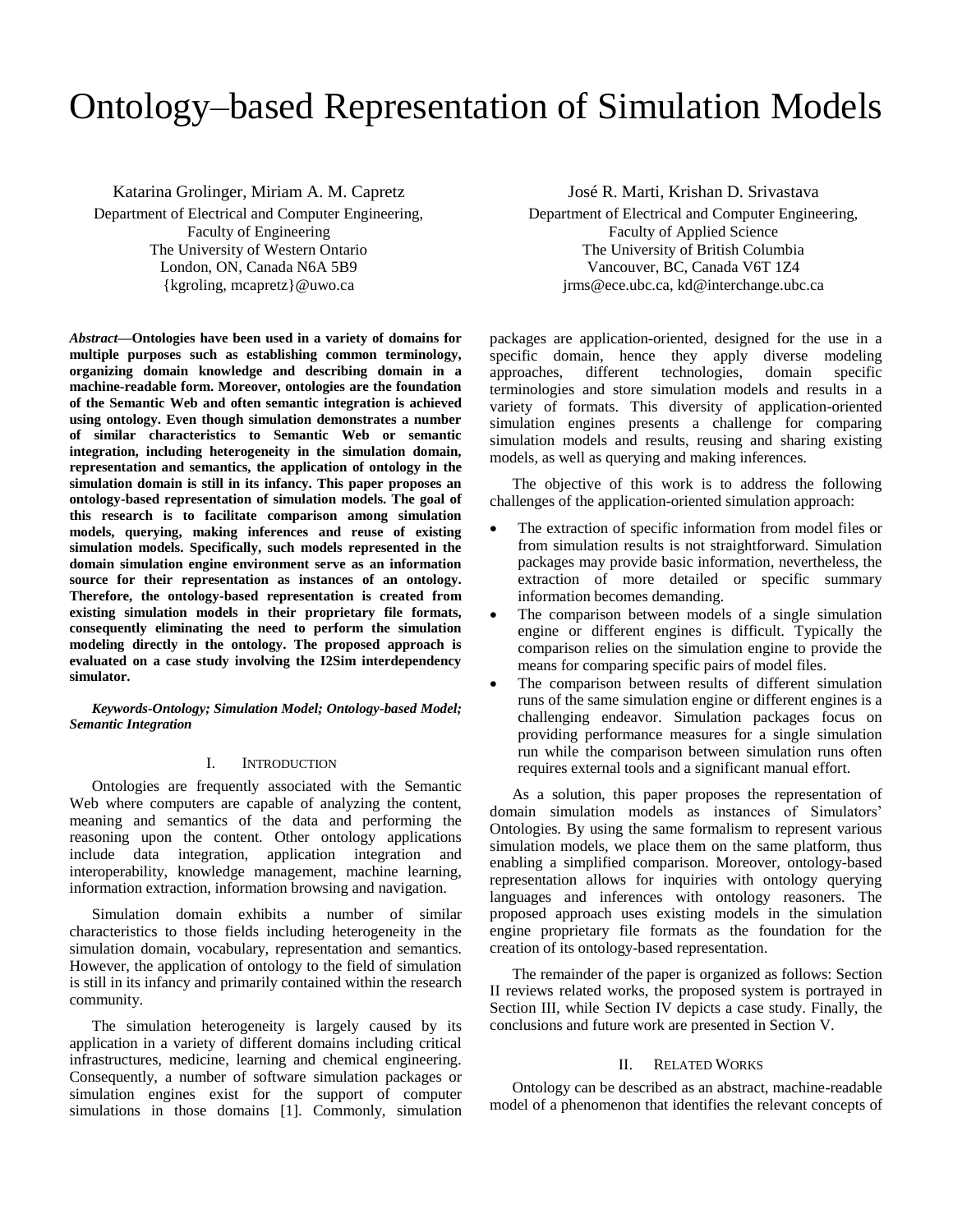# Ontology–based Representation of Simulation Models

Katarina Grolinger, Miriam A. M. Capretz
Department of Electrical and Computer Engineering,
Faculty of Engineering
The University of Western Ontario
London, ON, Canada N6A 5B9
{kgroling, mcapretz}@uwo.ca

José R. Marti, Krishan D. Srivastava
Department of Electrical and Computer Engineering,
Faculty of Applied Science
The University of British Columbia
Vancouver, BC, Canada V6T 1Z4
jrms@ece.ubc.ca, kd@interchange.ubc.ca

***Abstract*—Ontologies have been used in a variety of domains for multiple purposes such as establishing common terminology, organizing domain knowledge and describing domain in a machine-readable form. Moreover, ontologies are the foundation of the Semantic Web and often semantic integration is achieved using ontology. Even though simulation demonstrates a number of similar characteristics to Semantic Web or semantic integration, including heterogeneity in the simulation domain, representation and semantics, the application of ontology in the simulation domain is still in its infancy. This paper proposes an ontology-based representation of simulation models. The goal of this research is to facilitate comparison among simulation models, querying, making inferences and reuse of existing simulation models. Specifically, such models represented in the domain simulation engine environment serve as an information source for their representation as instances of an ontology. Therefore, the ontology-based representation is created from existing simulation models in their proprietary file formats, consequently eliminating the need to perform the simulation modeling directly in the ontology. The proposed approach is evaluated on a case study involving the I2Sim interdependency simulator.**

***Keywords-Ontology; Simulation Model; Ontology-based Model; Semantic Integration***

## I. Introduction

Ontologies are frequently associated with the Semantic Web where computers are capable of analyzing the content, meaning and semantics of the data and performing the reasoning upon the content. Other ontology applications include data integration, application integration and interoperability, knowledge management, machine learning, information extraction, information browsing and navigation.

Simulation domain exhibits a number of similar characteristics to those fields including heterogeneity in the simulation domain, vocabulary, representation and semantics. However, the application of ontology to the field of simulation is still in its infancy and primarily contained within the research community.

The simulation heterogeneity is largely caused by its application in a variety of different domains including critical infrastructures, medicine, learning and chemical engineering. Consequently, a number of software simulation packages or simulation engines exist for the support of computer simulations in those domains [1]. Commonly, simulation packages are application-oriented, designed for the use in a specific domain, hence they apply diverse modeling approaches, different technologies, domain specific terminologies and store simulation models and results in a variety of formats. This diversity of application-oriented simulation engines presents a challenge for comparing simulation models and results, reusing and sharing existing models, as well as querying and making inferences.

The objective of this work is to address the following challenges of the application-oriented simulation approach:

- The extraction of specific information from model files or from simulation results is not straightforward. Simulation packages may provide basic information, nevertheless, the extraction of more detailed or specific summary information becomes demanding.
- The comparison between models of a single simulation engine or different engines is difficult. Typically the comparison relies on the simulation engine to provide the means for comparing specific pairs of model files.
- The comparison between results of different simulation runs of the same simulation engine or different engines is a challenging endeavor. Simulation packages focus on providing performance measures for a single simulation run while the comparison between simulation runs often requires external tools and a significant manual effort.

As a solution, this paper proposes the representation of domain simulation models as instances of Simulators' Ontologies. By using the same formalism to represent various simulation models, we place them on the same platform, thus enabling a simplified comparison. Moreover, ontology-based representation allows for inquiries with ontology querying languages and inferences with ontology reasoners. The proposed approach uses existing models in the simulation engine proprietary file formats as the foundation for the creation of its ontology-based representation.

The remainder of the paper is organized as follows: Section II reviews related works, the proposed system is portrayed in Section III, while Section IV depicts a case study. Finally, the conclusions and future work are presented in Section V.

## II. Related Works

Ontology can be described as an abstract, machine-readable model of a phenomenon that identifies the relevant concepts of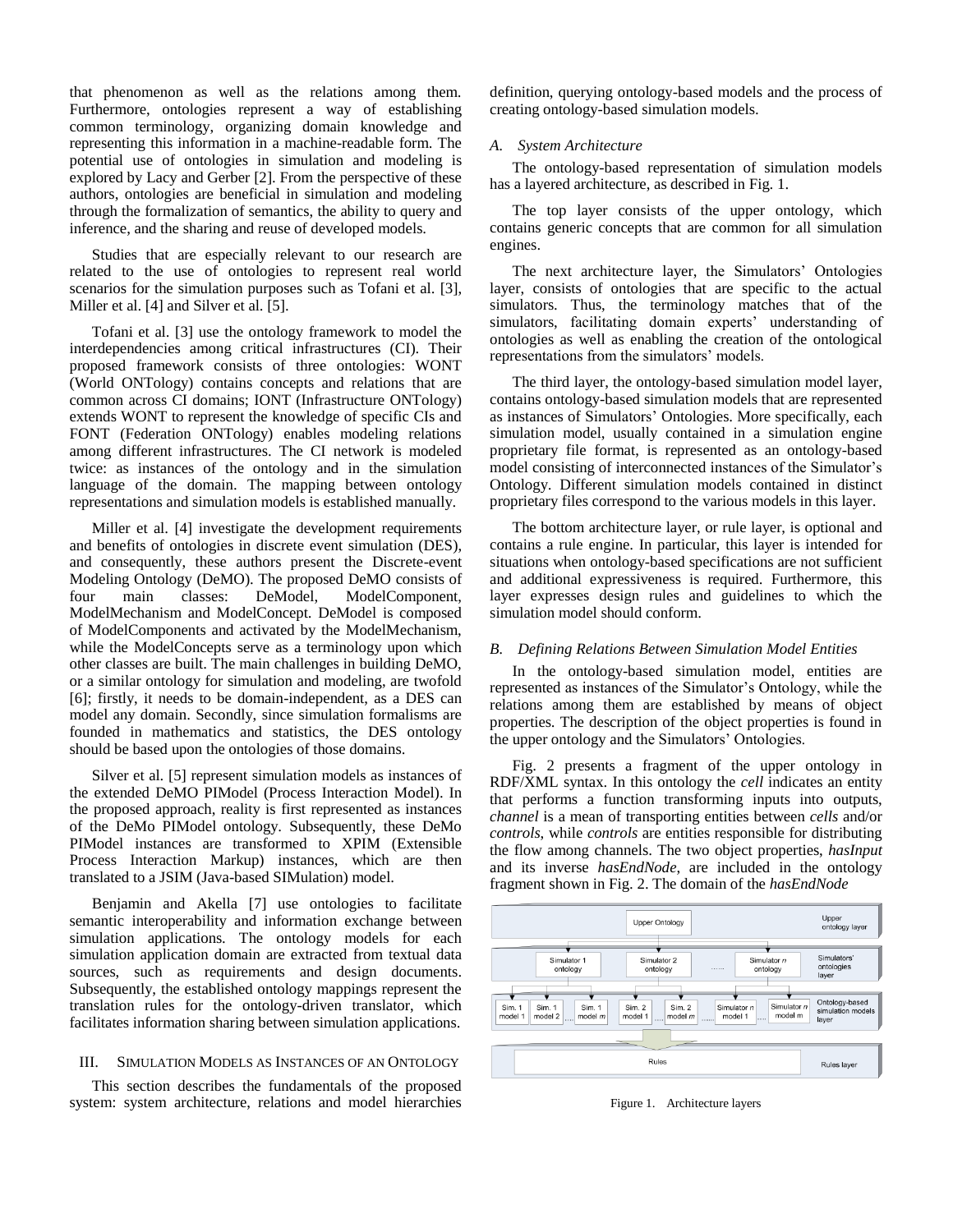that phenomenon as well as the relations among them. Furthermore, ontologies represent a way of establishing common terminology, organizing domain knowledge and representing this information in a machine-readable form. The potential use of ontologies in simulation and modeling is explored by Lacy and Gerber [2]. From the perspective of these authors, ontologies are beneficial in simulation and modeling through the formalization of semantics, the ability to query and inference, and the sharing and reuse of developed models.

Studies that are especially relevant to our research are related to the use of ontologies to represent real world scenarios for the simulation purposes such as Tofani et al. [3], Miller et al. [4] and Silver et al. [5].

Tofani et al. [3] use the ontology framework to model the interdependencies among critical infrastructures (CI). Their proposed framework consists of three ontologies: WONT (World ONTology) contains concepts and relations that are common across CI domains; IONT (Infrastructure ONTology) extends WONT to represent the knowledge of specific CIs and FONT (Federation ONTology) enables modeling relations among different infrastructures. The CI network is modeled twice: as instances of the ontology and in the simulation language of the domain. The mapping between ontology representations and simulation models is established manually.

Miller et al. [4] investigate the development requirements and benefits of ontologies in discrete event simulation (DES), and consequently, these authors present the Discrete-event Modeling Ontology (DeMO). The proposed DeMO consists of four main classes: DeModel, ModelComponent, ModelMechanism and ModelConcept. DeModel is composed of ModelComponents and activated by the ModelMechanism, while the ModelConcepts serve as a terminology upon which other classes are built. The main challenges in building DeMO, or a similar ontology for simulation and modeling, are twofold [6]; firstly, it needs to be domain-independent, as a DES can model any domain. Secondly, since simulation formalisms are founded in mathematics and statistics, the DES ontology should be based upon the ontologies of those domains.

Silver et al. [5] represent simulation models as instances of the extended DeMO PIModel (Process Interaction Model). In the proposed approach, reality is first represented as instances of the DeMo PIModel ontology. Subsequently, these DeMo PIModel instances are transformed to XPIM (Extensible Process Interaction Markup) instances, which are then translated to a JSIM (Java-based SIMulation) model.

Benjamin and Akella [7] use ontologies to facilitate semantic interoperability and information exchange between simulation applications. The ontology models for each simulation application domain are extracted from textual data sources, such as requirements and design documents. Subsequently, the established ontology mappings represent the translation rules for the ontology-driven translator, which facilitates information sharing between simulation applications.

## III. SIMULATION MODELS AS INSTANCES OF AN ONTOLOGY

This section describes the fundamentals of the proposed system: system architecture, relations and model hierarchies definition, querying ontology-based models and the process of creating ontology-based simulation models.

### *A. System Architecture*

The ontology-based representation of simulation models has a layered architecture, as described in Fig. 1.

The top layer consists of the upper ontology, which contains generic concepts that are common for all simulation engines.

The next architecture layer, the Simulators' Ontologies layer, consists of ontologies that are specific to the actual simulators. Thus, the terminology matches that of the simulators, facilitating domain experts' understanding of ontologies as well as enabling the creation of the ontological representations from the simulators' models.

The third layer, the ontology-based simulation model layer, contains ontology-based simulation models that are represented as instances of Simulators' Ontologies. More specifically, each simulation model, usually contained in a simulation engine proprietary file format, is represented as an ontology-based model consisting of interconnected instances of the Simulator's Ontology. Different simulation models contained in distinct proprietary files correspond to the various models in this layer.

The bottom architecture layer, or rule layer, is optional and contains a rule engine. In particular, this layer is intended for situations when ontology-based specifications are not sufficient and additional expressiveness is required. Furthermore, this layer expresses design rules and guidelines to which the simulation model should conform.

### *B. Defining Relations Between Simulation Model Entities*

In the ontology-based simulation model, entities are represented as instances of the Simulator's Ontology, while the relations among them are established by means of object properties. The description of the object properties is found in the upper ontology and the Simulators' Ontologies.

Fig. 2 presents a fragment of the upper ontology in RDF/XML syntax. In this ontology the *cell* indicates an entity that performs a function transforming inputs into outputs, *channel* is a mean of transporting entities between *cells* and/or *controls*, while *controls* are entities responsible for distributing the flow among channels. The two object properties, *hasInput* and its inverse *hasEndNode*, are included in the ontology fragment shown in Fig. 2. The domain of the *hasEndNode*

Figure 1. Architecture layers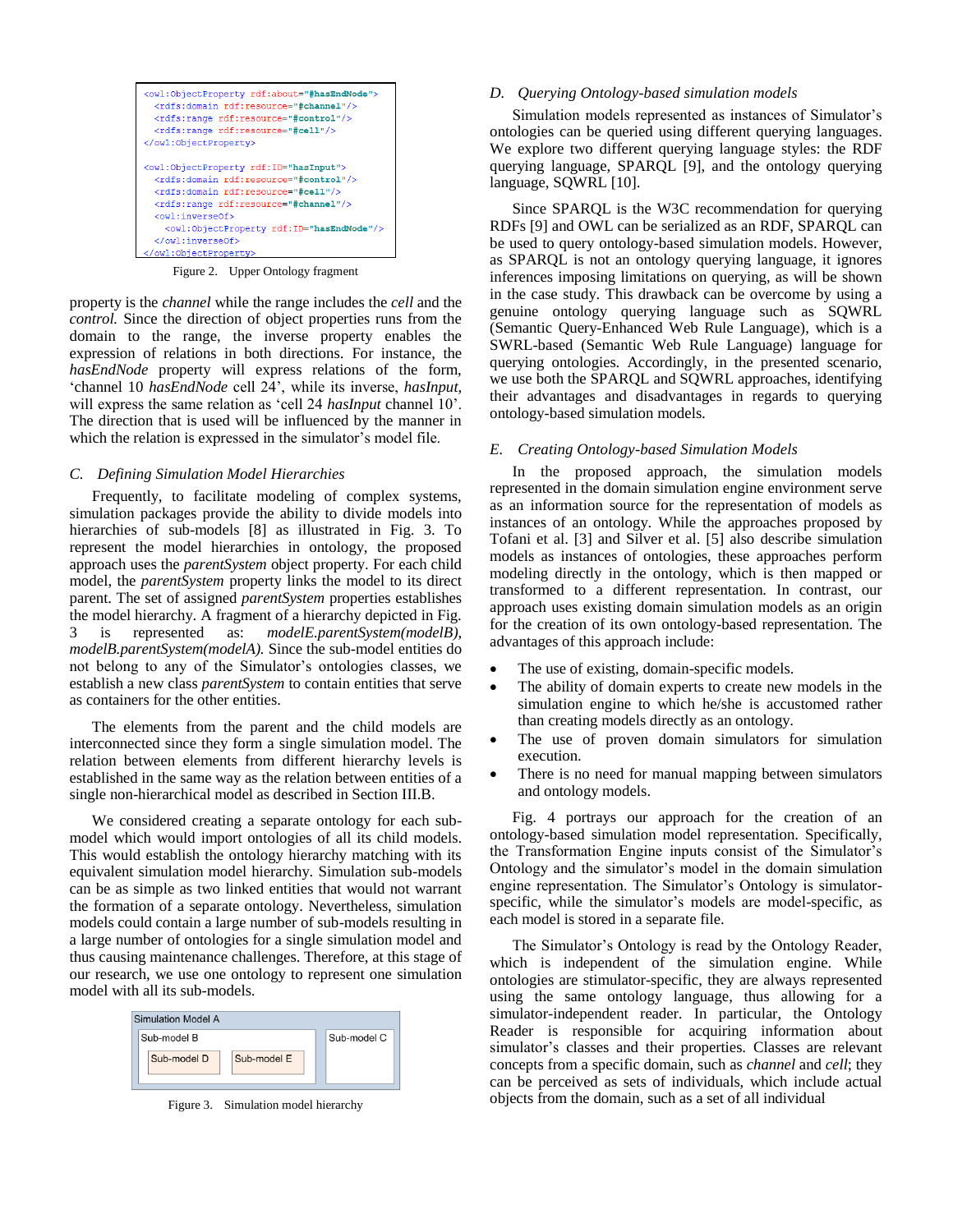```
<owl:ObjectProperty rdf:about="#hasEndNode">
  <rdfs:domain rdf:resource="#channel"/>
  <rdfs:range rdf:resource="#control"/>
  <rdfs:range rdf:resource="#cell"/>
</owl:ObjectProperty>

<owl:ObjectProperty rdf:ID="hasInput">
  <rdfs:domain rdf:resource="#control"/>
  <rdfs:domain rdf:resource="#cell"/>
  <rdfs:range rdf:resource="#channel"/>
  <owl:inverseOf>
    <owl:ObjectProperty rdf:ID="hasEndNode"/>
  </owl:inverseOf>
</owl:ObjectProperty>
```

Figure 2. Upper Ontology fragment

property is the *channel* while the range includes the *cell* and the *control.* Since the direction of object properties runs from the domain to the range, the inverse property enables the expression of relations in both directions. For instance, the *hasEndNode* property will express relations of the form, 'channel 10 *hasEndNode* cell 24', while its inverse, *hasInput*, will express the same relation as 'cell 24 *hasInput* channel 10'. The direction that is used will be influenced by the manner in which the relation is expressed in the simulator's model file.

### C. Defining Simulation Model Hierarchies

Frequently, to facilitate modeling of complex systems, simulation packages provide the ability to divide models into hierarchies of sub-models [8] as illustrated in Fig. 3. To represent the model hierarchies in ontology, the proposed approach uses the *parentSystem* object property. For each child model, the *parentSystem* property links the model to its direct parent. The set of assigned *parentSystem* properties establishes the model hierarchy. A fragment of a hierarchy depicted in Fig. 3 is represented as: *modelE.parentSystem(modelB), modelB.parentSystem(modelA).* Since the sub-model entities do not belong to any of the Simulator's ontologies classes, we establish a new class *parentSystem* to contain entities that serve as containers for the other entities.

The elements from the parent and the child models are interconnected since they form a single simulation model. The relation between elements from different hierarchy levels is established in the same way as the relation between entities of a single non-hierarchical model as described in Section III.B.

We considered creating a separate ontology for each sub-model which would import ontologies of all its child models. This would establish the ontology hierarchy matching with its equivalent simulation model hierarchy. Simulation sub-models can be as simple as two linked entities that would not warrant the formation of a separate ontology. Nevertheless, simulation models could contain a large number of sub-models resulting in a large number of ontologies for a single simulation model and thus causing maintenance challenges. Therefore, at this stage of our research, we use one ontology to represent one simulation model with all its sub-models.

Simulation Model A
Sub-model B: Sub-model D, Sub-model E
Sub-model C

Figure 3. Simulation model hierarchy

### D. Querying Ontology-based simulation models

Simulation models represented as instances of Simulator's ontologies can be queried using different querying languages. We explore two different querying language styles: the RDF querying language, SPARQL [9], and the ontology querying language, SQWRL [10].

Since SPARQL is the W3C recommendation for querying RDFs [9] and OWL can be serialized as an RDF, SPARQL can be used to query ontology-based simulation models. However, as SPARQL is not an ontology querying language, it ignores inferences imposing limitations on querying, as will be shown in the case study. This drawback can be overcome by using a genuine ontology querying language such as SQWRL (Semantic Query-Enhanced Web Rule Language), which is a SWRL-based (Semantic Web Rule Language) language for querying ontologies. Accordingly, in the presented scenario, we use both the SPARQL and SQWRL approaches, identifying their advantages and disadvantages in regards to querying ontology-based simulation models.

### E. Creating Ontology-based Simulation Models

In the proposed approach, the simulation models represented in the domain simulation engine environment serve as an information source for the representation of models as instances of an ontology. While the approaches proposed by Tofani et al. [3] and Silver et al. [5] also describe simulation models as instances of ontologies, these approaches perform modeling directly in the ontology, which is then mapped or transformed to a different representation. In contrast, our approach uses existing domain simulation models as an origin for the creation of its own ontology-based representation. The advantages of this approach include:

- The use of existing, domain-specific models.
- The ability of domain experts to create new models in the simulation engine to which he/she is accustomed rather than creating models directly as an ontology.
- The use of proven domain simulators for simulation execution.
- There is no need for manual mapping between simulators and ontology models.

Fig. 4 portrays our approach for the creation of an ontology-based simulation model representation. Specifically, the Transformation Engine inputs consist of the Simulator's Ontology and the simulator's model in the domain simulation engine representation. The Simulator's Ontology is simulator-specific, while the simulator's models are model-specific, as each model is stored in a separate file.

The Simulator's Ontology is read by the Ontology Reader, which is independent of the simulation engine. While ontologies are stimulator-specific, they are always represented using the same ontology language, thus allowing for a simulator-independent reader. In particular, the Ontology Reader is responsible for acquiring information about simulator's classes and their properties. Classes are relevant concepts from a specific domain, such as *channel* and *cell*; they can be perceived as sets of individuals, which include actual objects from the domain, such as a set of all individual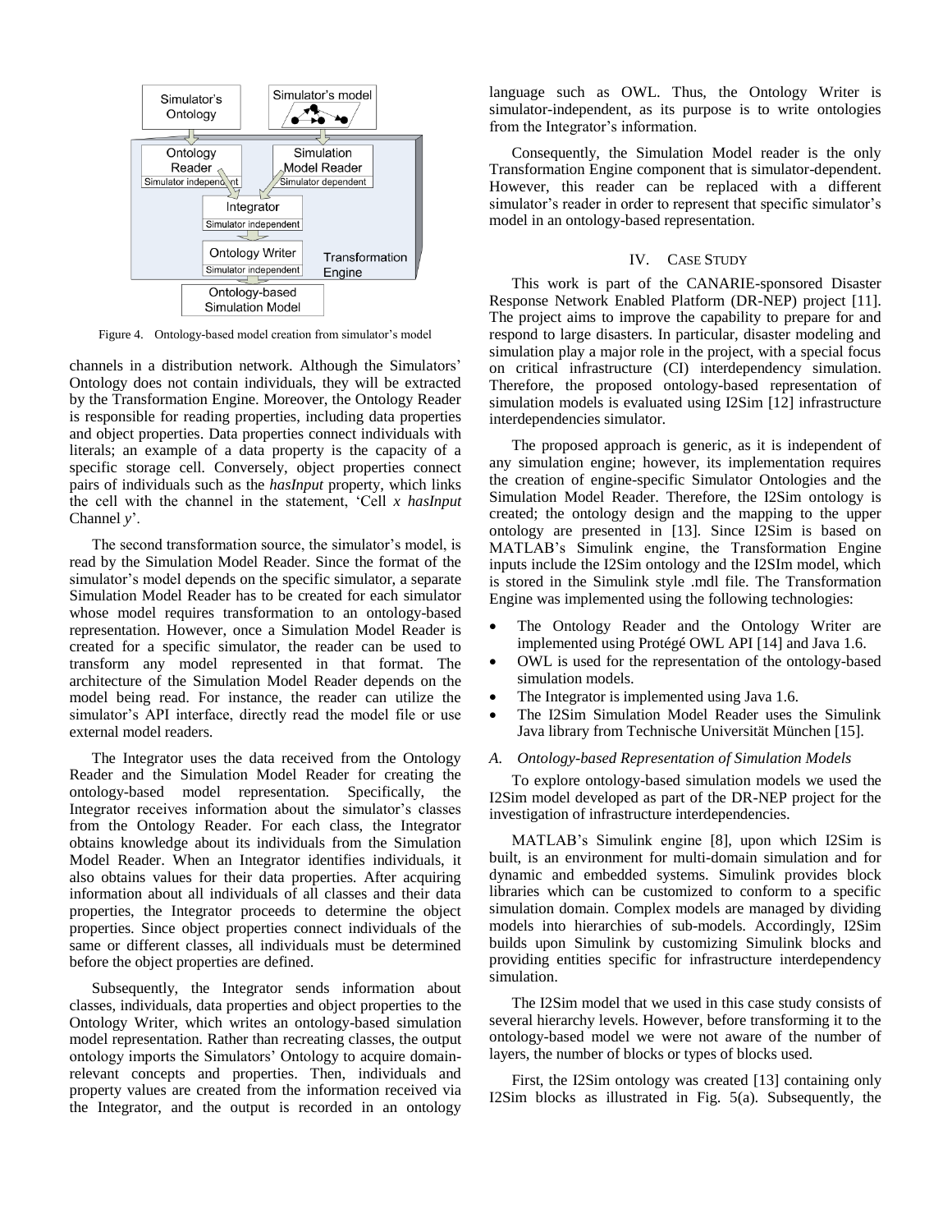Figure 4. Ontology-based model creation from simulator's model

channels in a distribution network. Although the Simulators' Ontology does not contain individuals, they will be extracted by the Transformation Engine. Moreover, the Ontology Reader is responsible for reading properties, including data properties and object properties. Data properties connect individuals with literals; an example of a data property is the capacity of a specific storage cell. Conversely, object properties connect pairs of individuals such as the *hasInput* property, which links the cell with the channel in the statement, 'Cell *x hasInput* Channel *y*'.

The second transformation source, the simulator's model, is read by the Simulation Model Reader. Since the format of the simulator's model depends on the specific simulator, a separate Simulation Model Reader has to be created for each simulator whose model requires transformation to an ontology-based representation. However, once a Simulation Model Reader is created for a specific simulator, the reader can be used to transform any model represented in that format. The architecture of the Simulation Model Reader depends on the model being read. For instance, the reader can utilize the simulator's API interface, directly read the model file or use external model readers.

The Integrator uses the data received from the Ontology Reader and the Simulation Model Reader for creating the ontology-based model representation. Specifically, the Integrator receives information about the simulator's classes from the Ontology Reader. For each class, the Integrator obtains knowledge about its individuals from the Simulation Model Reader. When an Integrator identifies individuals, it also obtains values for their data properties. After acquiring information about all individuals of all classes and their data properties, the Integrator proceeds to determine the object properties. Since object properties connect individuals of the same or different classes, all individuals must be determined before the object properties are defined.

Subsequently, the Integrator sends information about classes, individuals, data properties and object properties to the Ontology Writer, which writes an ontology-based simulation model representation. Rather than recreating classes, the output ontology imports the Simulators' Ontology to acquire domain-relevant concepts and properties. Then, individuals and property values are created from the information received via the Integrator, and the output is recorded in an ontology language such as OWL. Thus, the Ontology Writer is simulator-independent, as its purpose is to write ontologies from the Integrator's information.

Consequently, the Simulation Model reader is the only Transformation Engine component that is simulator-dependent. However, this reader can be replaced with a different simulator's reader in order to represent that specific simulator's model in an ontology-based representation.

## IV. Case Study

This work is part of the CANARIE-sponsored Disaster Response Network Enabled Platform (DR-NEP) project [11]. The project aims to improve the capability to prepare for and respond to large disasters. In particular, disaster modeling and simulation play a major role in the project, with a special focus on critical infrastructure (CI) interdependency simulation. Therefore, the proposed ontology-based representation of simulation models is evaluated using I2Sim [12] infrastructure interdependencies simulator.

The proposed approach is generic, as it is independent of any simulation engine; however, its implementation requires the creation of engine-specific Simulator Ontologies and the Simulation Model Reader. Therefore, the I2Sim ontology is created; the ontology design and the mapping to the upper ontology are presented in [13]. Since I2Sim is based on MATLAB's Simulink engine, the Transformation Engine inputs include the I2Sim ontology and the I2SIm model, which is stored in the Simulink style .mdl file. The Transformation Engine was implemented using the following technologies:

- The Ontology Reader and the Ontology Writer are implemented using Protégé OWL API [14] and Java 1.6.
- OWL is used for the representation of the ontology-based simulation models.
- The Integrator is implemented using Java 1.6.
- The I2Sim Simulation Model Reader uses the Simulink Java library from Technische Universität München [15].

### A. Ontology-based Representation of Simulation Models

To explore ontology-based simulation models we used the I2Sim model developed as part of the DR-NEP project for the investigation of infrastructure interdependencies.

MATLAB's Simulink engine [8], upon which I2Sim is built, is an environment for multi-domain simulation and for dynamic and embedded systems. Simulink provides block libraries which can be customized to conform to a specific simulation domain. Complex models are managed by dividing models into hierarchies of sub-models. Accordingly, I2Sim builds upon Simulink by customizing Simulink blocks and providing entities specific for infrastructure interdependency simulation.

The I2Sim model that we used in this case study consists of several hierarchy levels. However, before transforming it to the ontology-based model we were not aware of the number of layers, the number of blocks or types of blocks used.

First, the I2Sim ontology was created [13] containing only I2Sim blocks as illustrated in Fig. 5(a). Subsequently, the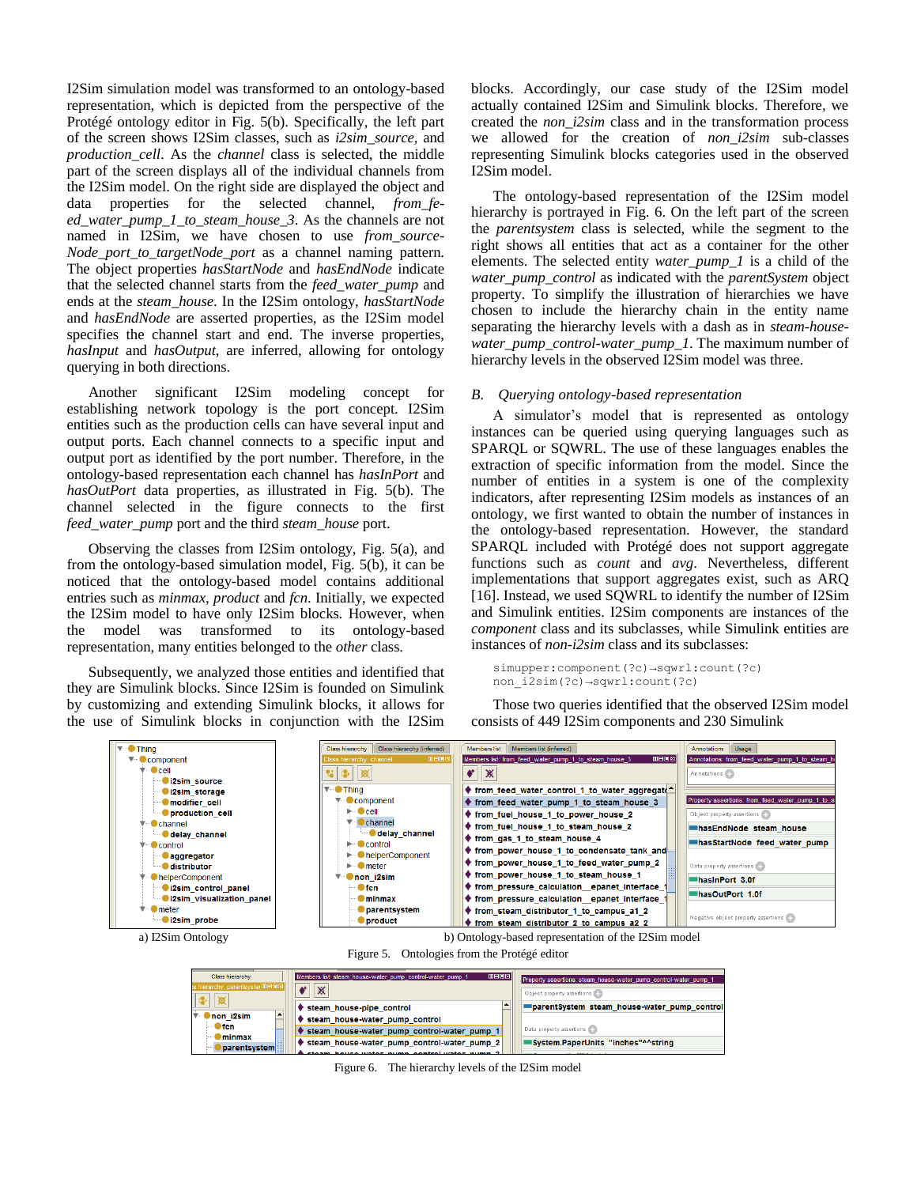I2Sim simulation model was transformed to an ontology-based representation, which is depicted from the perspective of the Protégé ontology editor in Fig. 5(b). Specifically, the left part of the screen shows I2Sim classes, such as *i2sim_source*, and *production_cell*. As the *channel* class is selected, the middle part of the screen displays all of the individual channels from the I2Sim model. On the right side are displayed the object and data properties for the selected channel, *from_feed_water_pump_1_to_steam_house_3*. As the channels are not named in I2Sim, we have chosen to use *from_sourceNode_port_to_targetNode_port* as a channel naming pattern. The object properties *hasStartNode* and *hasEndNode* indicate that the selected channel starts from the *feed_water_pump* and ends at the *steam_house*. In the I2Sim ontology, *hasStartNode* and *hasEndNode* are asserted properties, as the I2Sim model specifies the channel start and end. The inverse properties, *hasInput* and *hasOutput*, are inferred, allowing for ontology querying in both directions.

Another significant I2Sim modeling concept for establishing network topology is the port concept. I2Sim entities such as the production cells can have several input and output ports. Each channel connects to a specific input and output port as identified by the port number. Therefore, in the ontology-based representation each channel has *hasInPort* and *hasOutPort* data properties, as illustrated in Fig. 5(b). The channel selected in the figure connects to the first *feed_water_pump* port and the third *steam_house* port.

Observing the classes from I2Sim ontology, Fig. 5(a), and from the ontology-based simulation model, Fig. 5(b), it can be noticed that the ontology-based model contains additional entries such as *minmax*, *product* and *fcn*. Initially, we expected the I2Sim model to have only I2Sim blocks. However, when the model was transformed to its ontology-based representation, many entities belonged to the *other* class.

Subsequently, we analyzed those entities and identified that they are Simulink blocks. Since I2Sim is founded on Simulink by customizing and extending Simulink blocks, it allows for the use of Simulink blocks in conjunction with the I2Sim blocks. Accordingly, our case study of the I2Sim model actually contained I2Sim and Simulink blocks. Therefore, we created the *non_i2sim* class and in the transformation process we allowed for the creation of *non_i2sim* sub-classes representing Simulink blocks categories used in the observed I2Sim model.

The ontology-based representation of the I2Sim model hierarchy is portrayed in Fig. 6. On the left part of the screen the *parentsystem* class is selected, while the segment to the right shows all entities that act as a container for the other elements. The selected entity *water_pump_1* is a child of the *water_pump_control* as indicated with the *parentSystem* object property. To simplify the illustration of hierarchies we have chosen to include the hierarchy chain in the entity name separating the hierarchy levels with a dash as in *steam-house-water_pump_control-water_pump_1*. The maximum number of hierarchy levels in the observed I2Sim model was three.

## B. *Querying ontology-based representation*

A simulator's model that is represented as ontology instances can be queried using querying languages such as SPARQL or SQWRL. The use of these languages enables the extraction of specific information from the model. Since the number of entities in a system is one of the complexity indicators, after representing I2Sim models as instances of an ontology, we first wanted to obtain the number of instances in the ontology-based representation. However, the standard SPARQL included with Protégé does not support aggregate functions such as *count* and *avg*. Nevertheless, different implementations that support aggregates exist, such as ARQ [16]. Instead, we used SQWRL to identify the number of I2Sim and Simulink entities. I2Sim components are instances of the *component* class and its subclasses, while Simulink entities are instances of *non-i2sim* class and its subclasses:

```
simupper:component(?c)→sqwrl:count(?c)
non_i2sim(?c)→sqwrl:count(?c)
```

Those two queries identified that the observed I2Sim model consists of 449 I2Sim components and 230 Simulink

a) I2Sim Ontology

b) Ontology-based representation of the I2Sim model

Figure 5. Ontologies from the Protégé editor

Figure 6. The hierarchy levels of the I2Sim model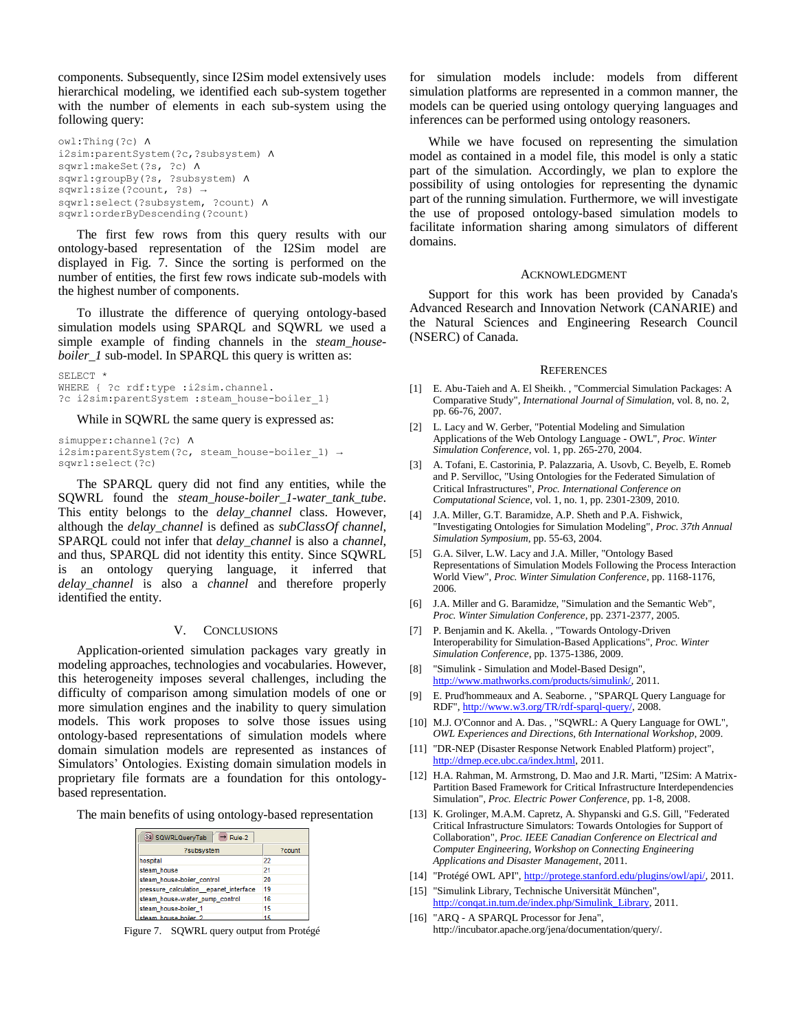components. Subsequently, since I2Sim model extensively uses hierarchical modeling, we identified each sub-system together with the number of elements in each sub-system using the following query:

```
owl:Thing(?c) ∧
i2sim:parentSystem(?c,?subsystem) ∧
sqwrl:makeSet(?s, ?c) ∧
sqwrl:groupBy(?s, ?subsystem) ∧
sqwrl:size(?count, ?s) →
sqwrl:select(?subsystem, ?count) ∧
sqwrl:orderByDescending(?count)
```

The first few rows from this query results with our ontology-based representation of the I2Sim model are displayed in Fig. 7. Since the sorting is performed on the number of entities, the first few rows indicate sub-models with the highest number of components.

To illustrate the difference of querying ontology-based simulation models using SPARQL and SQWRL we used a simple example of finding channels in the *steam_house-boiler_1* sub-model. In SPARQL this query is written as:

```
SELECT *
WHERE { ?c rdf:type :i2sim.channel.
?c i2sim:parentSystem :steam_house-boiler_1}
```

While in SQWRL the same query is expressed as:

```
simupper:channel(?c) ∧
i2sim:parentSystem(?c, steam_house-boiler_1) →
sqwrl:select(?c)
```

The SPARQL query did not find any entities, while the SQWRL found the *steam_house-boiler_1-water_tank_tube*. This entity belongs to the *delay_channel* class. However, although the *delay_channel* is defined as *subClassOf channel*, SPARQL could not infer that *delay_channel* is also a *channel*, and thus, SPARQL did not identity this entity. Since SQWRL is an ontology querying language, it inferred that *delay_channel* is also a *channel* and therefore properly identified the entity.

## V. Conclusions

Application-oriented simulation packages vary greatly in modeling approaches, technologies and vocabularies. However, this heterogeneity imposes several challenges, including the difficulty of comparison among simulation models of one or more simulation engines and the inability to query simulation models. This work proposes to solve those issues using ontology-based representations of simulation models where domain simulation models are represented as instances of Simulators' Ontologies. Existing domain simulation models in proprietary file formats are a foundation for this ontology-based representation.

The main benefits of using ontology-based representation for simulation models include: models from different simulation platforms are represented in a common manner, the models can be queried using ontology querying languages and inferences can be performed using ontology reasoners.

While we have focused on representing the simulation model as contained in a model file, this model is only a static part of the simulation. Accordingly, we plan to explore the possibility of using ontologies for representing the dynamic part of the running simulation. Furthermore, we will investigate the use of proposed ontology-based simulation models to facilitate information sharing among simulators of different domains.

SQWRLQueryTab | Rule-2

| ?subsystem | ?count |
|---|---|
| hospital | 22 |
| steam_house | 21 |
| steam_house-boiler_control | 20 |
| pressure_calculation__epanet_interface | 19 |
| steam_house-water_pump_control | 16 |
| steam_house-boiler_1 | 15 |
| steam_house-boiler_2 | 15 |

Figure 7. SQWRL query output from Protégé

## Acknowledgment

Support for this work has been provided by Canada's Advanced Research and Innovation Network (CANARIE) and the Natural Sciences and Engineering Research Council (NSERC) of Canada.

## References

[1] E. Abu-Taieh and A. El Sheikh. , "Commercial Simulation Packages: A Comparative Study", *International Journal of Simulation*, vol. 8, no. 2, pp. 66-76, 2007.

[2] L. Lacy and W. Gerber, "Potential Modeling and Simulation Applications of the Web Ontology Language - OWL", *Proc. Winter Simulation Conference*, vol. 1, pp. 265-270, 2004.

[3] A. Tofani, E. Castorinia, P. Palazzaria, A. Usovb, C. Beyelb, E. Romeb and P. Servilloc, "Using Ontologies for the Federated Simulation of Critical Infrastructures", *Proc. International Conference on Computational Science*, vol. 1, no. 1, pp. 2301-2309, 2010.

[4] J.A. Miller, G.T. Baramidze, A.P. Sheth and P.A. Fishwick, "Investigating Ontologies for Simulation Modeling", *Proc. 37th Annual Simulation Symposium*, pp. 55-63, 2004.

[5] G.A. Silver, L.W. Lacy and J.A. Miller, "Ontology Based Representations of Simulation Models Following the Process Interaction World View", *Proc. Winter Simulation Conference*, pp. 1168-1176, 2006.

[6] J.A. Miller and G. Baramidze, "Simulation and the Semantic Web", *Proc. Winter Simulation Conference*, pp. 2371-2377, 2005.

[7] P. Benjamin and K. Akella. , "Towards Ontology-Driven Interoperability for Simulation-Based Applications", *Proc. Winter Simulation Conference*, pp. 1375-1386, 2009.

[8] "Simulink - Simulation and Model-Based Design", http://www.mathworks.com/products/simulink/, 2011.

[9] E. Prud'hommeaux and A. Seaborne. , "SPARQL Query Language for RDF", http://www.w3.org/TR/rdf-sparql-query/, 2008.

[10] M.J. O'Connor and A. Das. , "SQWRL: A Query Language for OWL", *OWL Experiences and Directions, 6th International Workshop*, 2009.

[11] "DR-NEP (Disaster Response Network Enabled Platform) project", http://drnep.ece.ubc.ca/index.html, 2011.

[12] H.A. Rahman, M. Armstrong, D. Mao and J.R. Marti, "I2Sim: A Matrix-Partition Based Framework for Critical Infrastructure Interdependencies Simulation", *Proc. Electric Power Conference*, pp. 1-8, 2008.

[13] K. Grolinger, M.A.M. Capretz, A. Shypanski and G.S. Gill, "Federated Critical Infrastructure Simulators: Towards Ontologies for Support of Collaboration", *Proc. IEEE Canadian Conference on Electrical and Computer Engineering, Workshop on Connecting Engineering Applications and Disaster Management*, 2011.

[14] "Protégé OWL API", http://protege.stanford.edu/plugins/owl/api/, 2011.

[15] "Simulink Library, Technische Universität München", http://conqat.in.tum.de/index.php/Simulink_Library, 2011.

[16] "ARQ - A SPARQL Processor for Jena", http://incubator.apache.org/jena/documentation/query/.